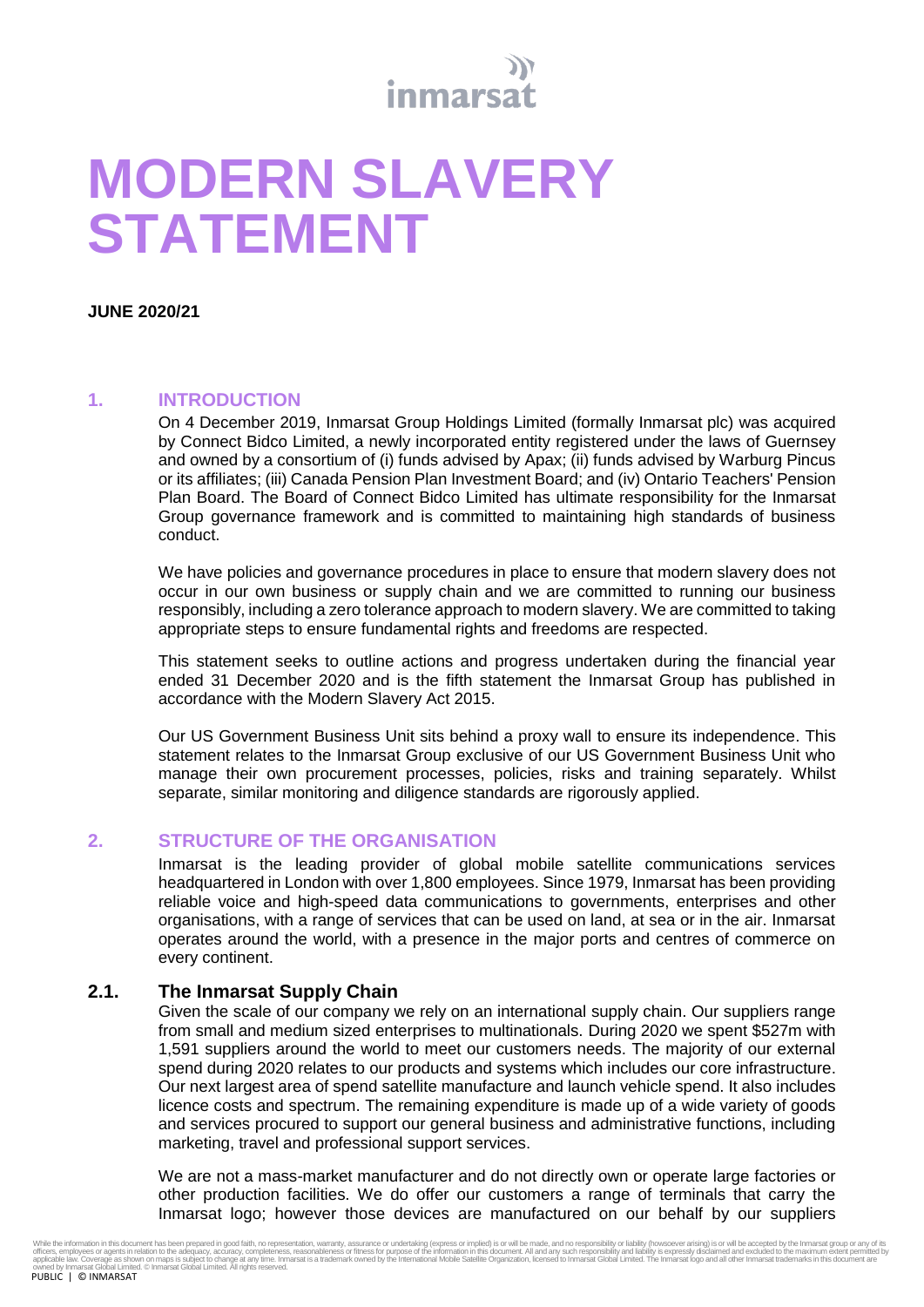# MODERN SLAVERY STATEMENT

**JUNE 2020/21**

## 1. INTRODUCTION

On 4 December 2019, Inmarsat Group Holdings Limited (formally Inmarsat plc) was acquired by Connect Bidco Limited, a newly incorporated entity registered under the laws of Guernsey and owned by a consortium of (i) funds advised by Apax; (ii) funds advised by Warburg Pincus or its affiliates; (iii) Canada Pension Plan Investment Board; and (iv) Ontario Teachers' Pension Plan Board. The Board of Connect Bidco Limited has ultimate responsibility for the Inmarsat Group governance framework and is committed to maintaining high standards of business conduct.

We have policies and governance procedures in place to ensure that modern slavery does not occur in our own business or supply chain and we are committed to running our business responsibly, including a zero tolerance approach to modern slavery. We are committed to taking appropriate steps to ensure fundamental rights and freedoms are respected.

This statement seeks to outline actions and progress undertaken during the financial year ended 31 December 2020 and is the fifth statement the Inmarsat Group has published in accordance with the Modern Slavery Act 2015.

Our US Government Business Unit sits behind a proxy wall to ensure its independence. This statement relates to the Inmarsat Group exclusive of our US Government Business Unit who manage their own procurement processes, policies, risks and training separately. Whilst separate, similar monitoring and diligence standards are rigorously applied.

## 2. STRUCTURE OF THE ORGANISATION

Inmarsat is the leading provider of global mobile satellite communications services headquartered in London with over 1,800 employees. Since 1979, Inmarsat has been providing reliable voice and high-speed data communications to governments, enterprises and other organisations, with a range of services that can be used on land, at sea or in the air. Inmarsat operates around the world, with a presence in the major ports and centres of commerce on every continent.

### 2.1. The Inmarsat Supply Chain

Given the scale of our company we rely on an international supply chain. Our suppliers range from small and medium sized enterprises to multinationals. During 2020 we spent \$527m with 1,591 suppliers around the world to meet our customers needs. The majority of our external spend during 2020 relates to our products and systems which includes our core infrastructure. Our next largest area of spend satellite manufacture and launch vehicle spend. It also includes licence costs and spectrum. The remaining expenditure is made up of a wide variety of goods and services procured to support our general business and administrative functions, including marketing, travel and professional support services.

We are not a mass-market manufacturer and do not directly own or operate large factories or other production facilities. We do offer our customers a range of terminals that carry the Inmarsat logo; however those devices are manufactured on our behalf by our suppliers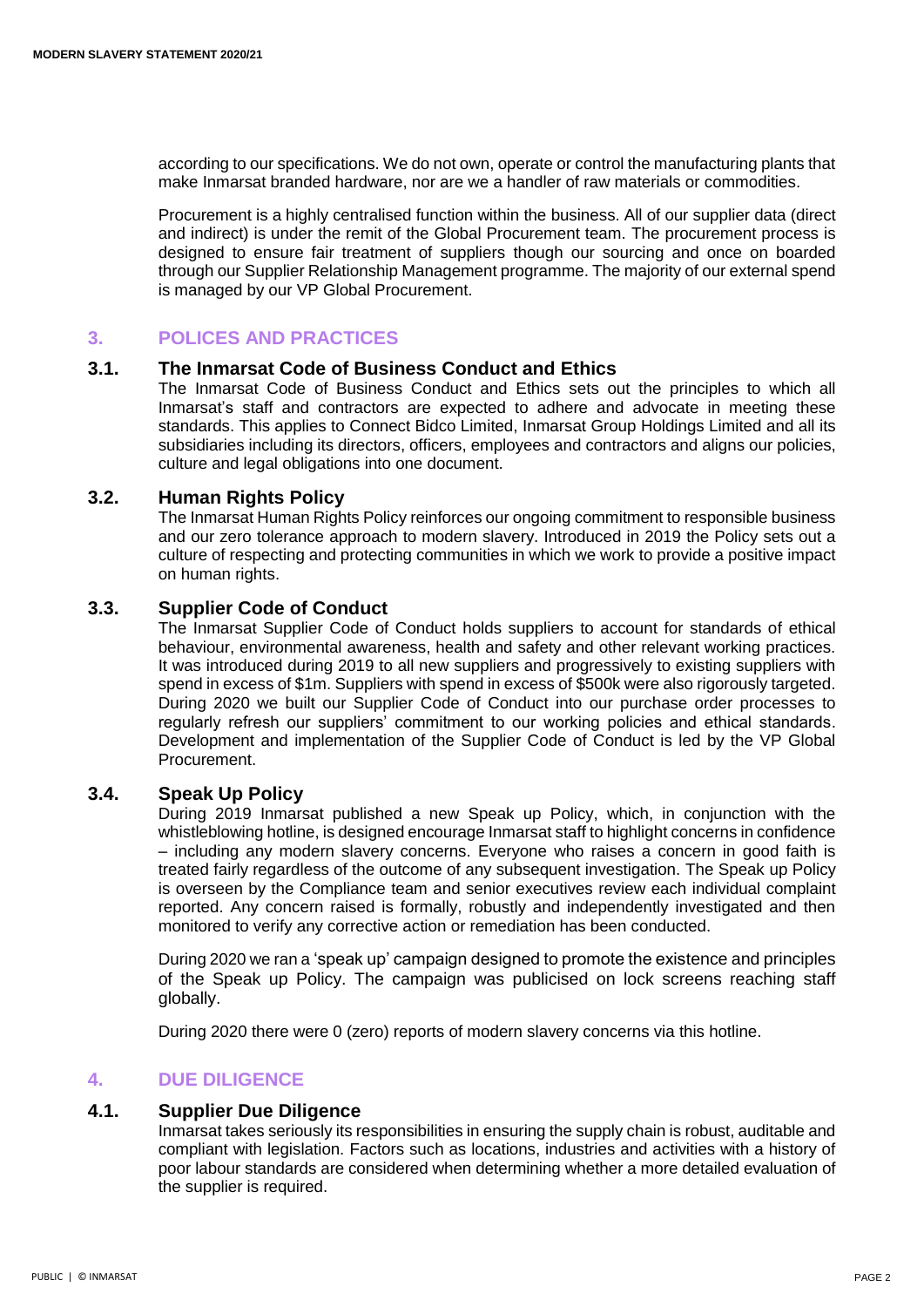according to our specifications. We do not own, operate or control the manufacturing plants that make Inmarsat branded hardware, nor are we a handler of raw materials or commodities.

Procurement is a highly centralised function within the business. All of our supplier data (direct and indirect) is under the remit of the Global Procurement team. The procurement process is designed to ensure fair treatment of suppliers though our sourcing and once on boarded through our Supplier Relationship Management programme. The majority of our external spend is managed by our VP Global Procurement.

## 3. POLICES AND PRACTICES

### 3.1. The Inmarsat Code of Business Conduct and Ethics

The Inmarsat Code of Business Conduct and Ethics sets out the principles to which all Inmarsat's staff and contractors are expected to adhere and advocate in meeting these standards. This applies to Connect Bidco Limited, Inmarsat Group Holdings Limited and all its subsidiaries including its directors, officers, employees and contractors and aligns our policies, culture and legal obligations into one document.

### 3.2. Human Rights Policy

The Inmarsat Human Rights Policy reinforces our ongoing commitment to responsible business and our zero tolerance approach to modern slavery. Introduced in 2019 the Policy sets out a culture of respecting and protecting communities in which we work to provide a positive impact on human rights.

### 3.3. Supplier Code of Conduct

The Inmarsat Supplier Code of Conduct holds suppliers to account for standards of ethical behaviour, environmental awareness, health and safety and other relevant working practices. It was introduced during 2019 to all new suppliers and progressively to existing suppliers with spend in excess of \$1m. Suppliers with spend in excess of \$500k were also rigorously targeted. During 2020 we built our Supplier Code of Conduct into our purchase order processes to regularly refresh our suppliers' commitment to our working policies and ethical standards. Development and implementation of the Supplier Code of Conduct is led by the VP Global Procurement.

### 3.4. Speak Up Policy

During 2019 Inmarsat published a new Speak up Policy, which, in conjunction with the whistleblowing hotline, is designed encourage Inmarsat staff to highlight concerns in confidence – including any modern slavery concerns. Everyone who raises a concern in good faith is treated fairly regardless of the outcome of any subsequent investigation. The Speak up Policy is overseen by the Compliance team and senior executives review each individual complaint reported. Any concern raised is formally, robustly and independently investigated and then monitored to verify any corrective action or remediation has been conducted.

During 2020 we ran a 'speak up' campaign designed to promote the existence and principles of the Speak up Policy. The campaign was publicised on lock screens reaching staff globally.

During 2020 there were 0 (zero) reports of modern slavery concerns via this hotline.

## 4. DUE DILIGENCE

### 4.1. Supplier Due Diligence

Inmarsat takes seriously its responsibilities in ensuring the supply chain is robust, auditable and compliant with legislation. Factors such as locations, industries and activities with a history of poor labour standards are considered when determining whether a more detailed evaluation of the supplier is required.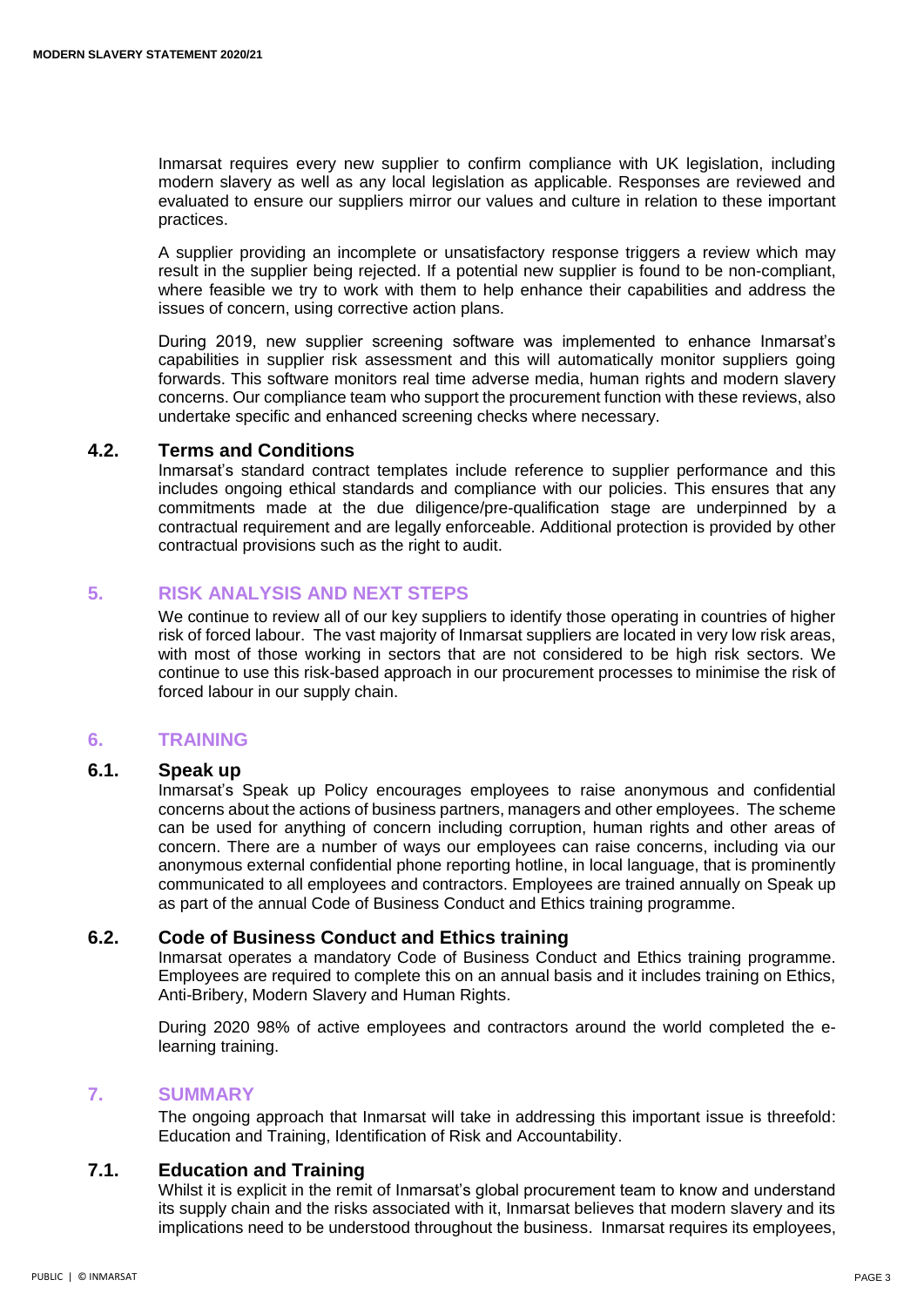Inmarsat requires every new supplier to confirm compliance with UK legislation, including modern slavery as well as any local legislation as applicable. Responses are reviewed and evaluated to ensure our suppliers mirror our values and culture in relation to these important practices.

A supplier providing an incomplete or unsatisfactory response triggers a review which may result in the supplier being rejected. If a potential new supplier is found to be non-compliant, where feasible we try to work with them to help enhance their capabilities and address the issues of concern, using corrective action plans.

During 2019, new supplier screening software was implemented to enhance Inmarsat's capabilities in supplier risk assessment and this will automatically monitor suppliers going forwards. This software monitors real time adverse media, human rights and modern slavery concerns. Our compliance team who support the procurement function with these reviews, also undertake specific and enhanced screening checks where necessary.

### 4.2. Terms and Conditions

Inmarsat's standard contract templates include reference to supplier performance and this includes ongoing ethical standards and compliance with our policies. This ensures that any commitments made at the due diligence/pre-qualification stage are underpinned by a contractual requirement and are legally enforceable. Additional protection is provided by other contractual provisions such as the right to audit.

## 5. RISK ANALYSIS AND NEXT STEPS

We continue to review all of our key suppliers to identify those operating in countries of higher risk of forced labour. The vast majority of Inmarsat suppliers are located in very low risk areas, with most of those working in sectors that are not considered to be high risk sectors. We continue to use this risk-based approach in our procurement processes to minimise the risk of forced labour in our supply chain.

## 6. TRAINING

### 6.1. Speak up

Inmarsat's Speak up Policy encourages employees to raise anonymous and confidential concerns about the actions of business partners, managers and other employees. The scheme can be used for anything of concern including corruption, human rights and other areas of concern. There are a number of ways our employees can raise concerns, including via our anonymous external confidential phone reporting hotline, in local language, that is prominently communicated to all employees and contractors. Employees are trained annually on Speak up as part of the annual Code of Business Conduct and Ethics training programme.

### 6.2. Code of Business Conduct and Ethics training

Inmarsat operates a mandatory Code of Business Conduct and Ethics training programme. Employees are required to complete this on an annual basis and it includes training on Ethics, Anti-Bribery, Modern Slavery and Human Rights.

During 2020 98% of active employees and contractors around the world completed the e-learning training.

## 7. SUMMARY

The ongoing approach that Inmarsat will take in addressing this important issue is threefold: Education and Training, Identification of Risk and Accountability.

### 7.1. Education and Training

Whilst it is explicit in the remit of Inmarsat's global procurement team to know and understand its supply chain and the risks associated with it, Inmarsat believes that modern slavery and its implications need to be understood throughout the business. Inmarsat requires its employees,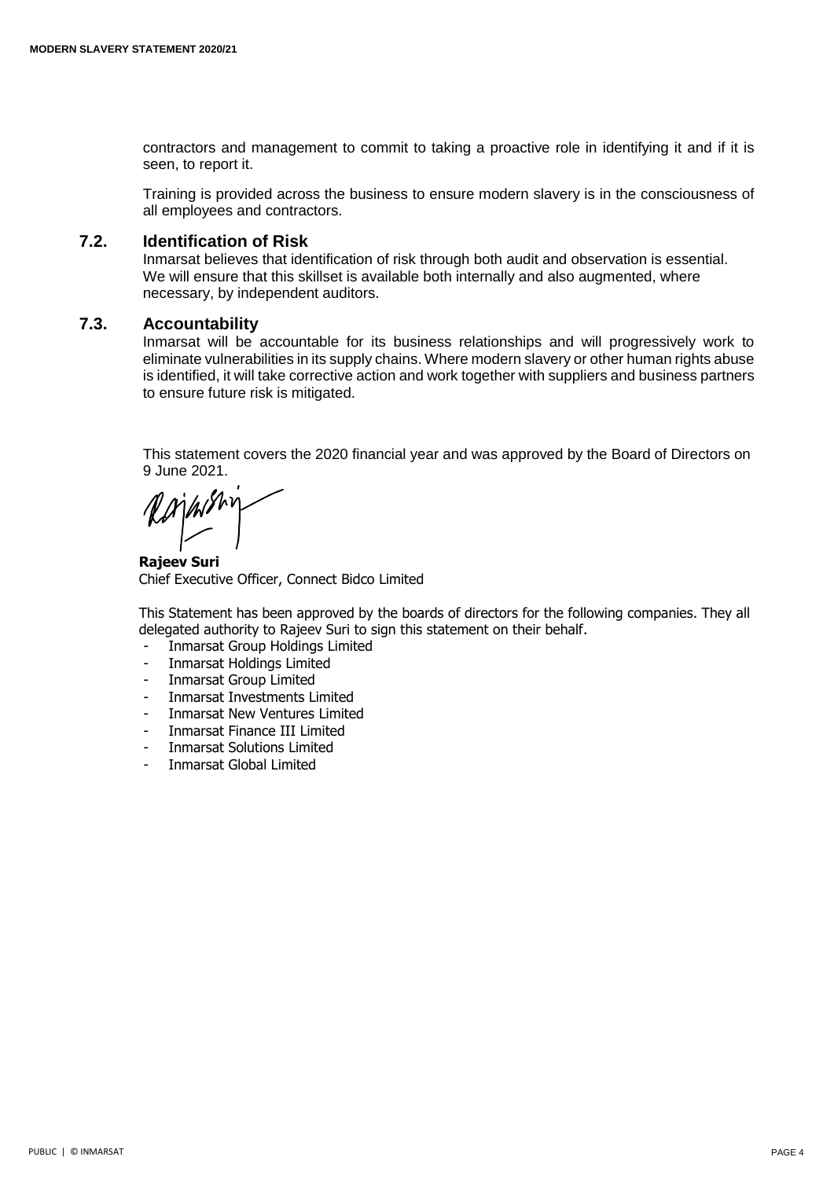contractors and management to commit to taking a proactive role in identifying it and if it is seen, to report it.

Training is provided across the business to ensure modern slavery is in the consciousness of all employees and contractors.

### 7.2. Identification of Risk

Inmarsat believes that identification of risk through both audit and observation is essential. We will ensure that this skillset is available both internally and also augmented, where necessary, by independent auditors.

### 7.3. Accountability

Inmarsat will be accountable for its business relationships and will progressively work to eliminate vulnerabilities in its supply chains. Where modern slavery or other human rights abuse is identified, it will take corrective action and work together with suppliers and business partners to ensure future risk is mitigated.

This statement covers the 2020 financial year and was approved by the Board of Directors on 9 June 2021.

**Rajeev Suri**
Chief Executive Officer, Connect Bidco Limited

This Statement has been approved by the boards of directors for the following companies. They all delegated authority to Rajeev Suri to sign this statement on their behalf.

- Inmarsat Group Holdings Limited
- Inmarsat Holdings Limited
- Inmarsat Group Limited
- Inmarsat Investments Limited
- Inmarsat New Ventures Limited
- Inmarsat Finance III Limited
- Inmarsat Solutions Limited
- Inmarsat Global Limited